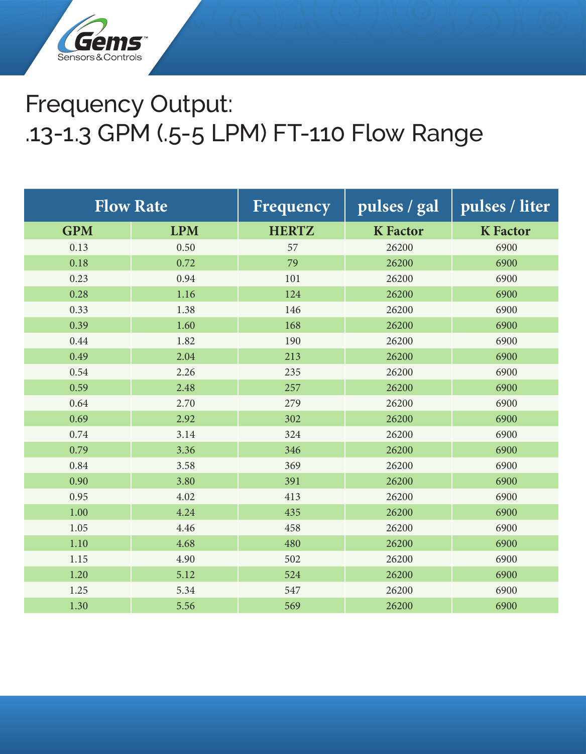# Frequency Output: .13-1.3 GPM (.5-5 LPM) FT-110 Flow Range

| Flow Rate | | Frequency | pulses / gal | pulses / liter |
|---|---|---|---|---|
| **GPM** | **LPM** | **HERTZ** | **K Factor** | **K Factor** |
| 0.13 | 0.50 | 57 | 26200 | 6900 |
| 0.18 | 0.72 | 79 | 26200 | 6900 |
| 0.23 | 0.94 | 101 | 26200 | 6900 |
| 0.28 | 1.16 | 124 | 26200 | 6900 |
| 0.33 | 1.38 | 146 | 26200 | 6900 |
| 0.39 | 1.60 | 168 | 26200 | 6900 |
| 0.44 | 1.82 | 190 | 26200 | 6900 |
| 0.49 | 2.04 | 213 | 26200 | 6900 |
| 0.54 | 2.26 | 235 | 26200 | 6900 |
| 0.59 | 2.48 | 257 | 26200 | 6900 |
| 0.64 | 2.70 | 279 | 26200 | 6900 |
| 0.69 | 2.92 | 302 | 26200 | 6900 |
| 0.74 | 3.14 | 324 | 26200 | 6900 |
| 0.79 | 3.36 | 346 | 26200 | 6900 |
| 0.84 | 3.58 | 369 | 26200 | 6900 |
| 0.90 | 3.80 | 391 | 26200 | 6900 |
| 0.95 | 4.02 | 413 | 26200 | 6900 |
| 1.00 | 4.24 | 435 | 26200 | 6900 |
| 1.05 | 4.46 | 458 | 26200 | 6900 |
| 1.10 | 4.68 | 480 | 26200 | 6900 |
| 1.15 | 4.90 | 502 | 26200 | 6900 |
| 1.20 | 5.12 | 524 | 26200 | 6900 |
| 1.25 | 5.34 | 547 | 26200 | 6900 |
| 1.30 | 5.56 | 569 | 26200 | 6900 |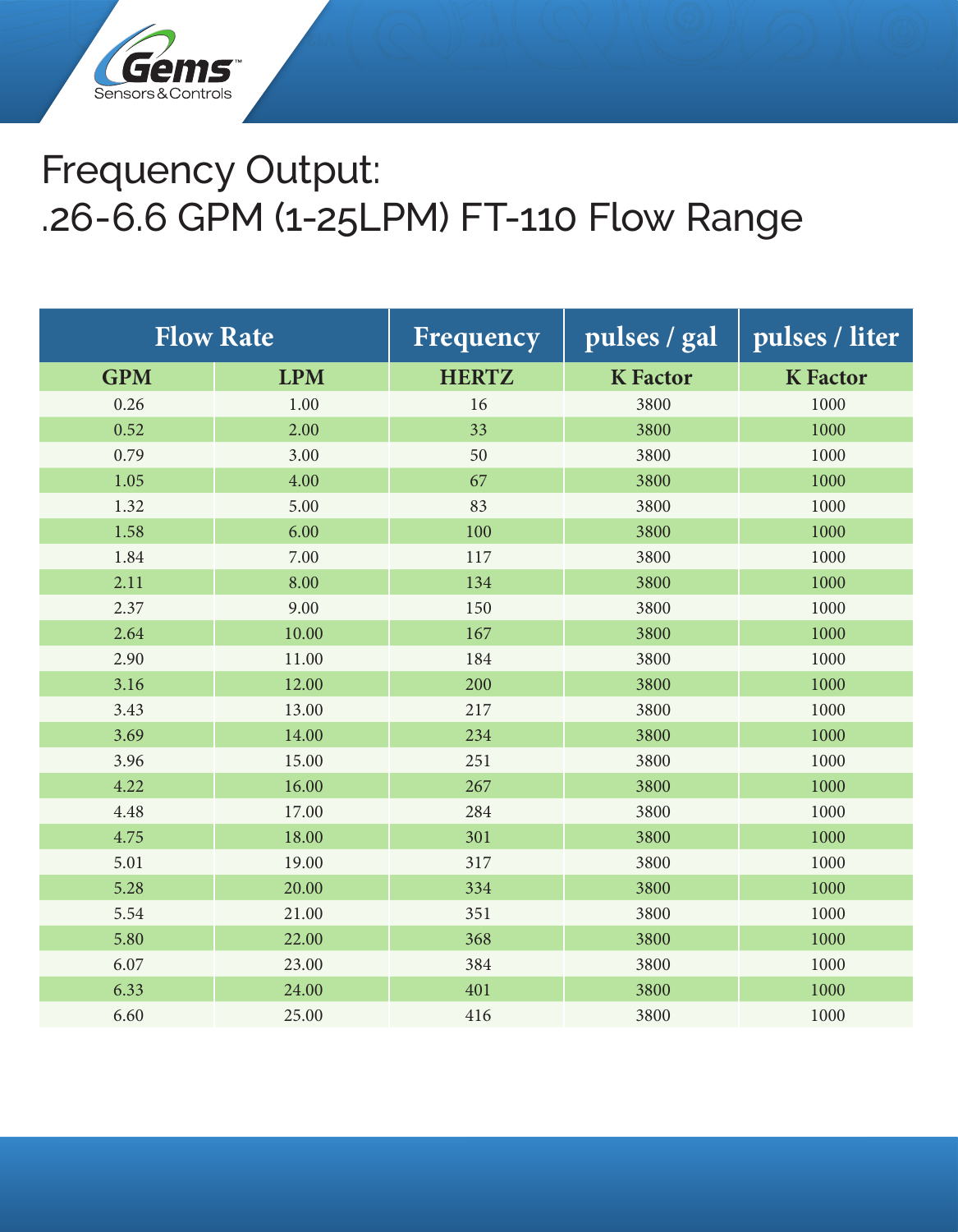# Frequency Output:
# .26-6.6 GPM (1-25LPM) FT-110 Flow Range

| Flow Rate | | Frequency | pulses / gal | pulses / liter |
|---|---|---|---|---|
| **GPM** | **LPM** | **HERTZ** | **K Factor** | **K Factor** |
| 0.26 | 1.00 | 16 | 3800 | 1000 |
| 0.52 | 2.00 | 33 | 3800 | 1000 |
| 0.79 | 3.00 | 50 | 3800 | 1000 |
| 1.05 | 4.00 | 67 | 3800 | 1000 |
| 1.32 | 5.00 | 83 | 3800 | 1000 |
| 1.58 | 6.00 | 100 | 3800 | 1000 |
| 1.84 | 7.00 | 117 | 3800 | 1000 |
| 2.11 | 8.00 | 134 | 3800 | 1000 |
| 2.37 | 9.00 | 150 | 3800 | 1000 |
| 2.64 | 10.00 | 167 | 3800 | 1000 |
| 2.90 | 11.00 | 184 | 3800 | 1000 |
| 3.16 | 12.00 | 200 | 3800 | 1000 |
| 3.43 | 13.00 | 217 | 3800 | 1000 |
| 3.69 | 14.00 | 234 | 3800 | 1000 |
| 3.96 | 15.00 | 251 | 3800 | 1000 |
| 4.22 | 16.00 | 267 | 3800 | 1000 |
| 4.48 | 17.00 | 284 | 3800 | 1000 |
| 4.75 | 18.00 | 301 | 3800 | 1000 |
| 5.01 | 19.00 | 317 | 3800 | 1000 |
| 5.28 | 20.00 | 334 | 3800 | 1000 |
| 5.54 | 21.00 | 351 | 3800 | 1000 |
| 5.80 | 22.00 | 368 | 3800 | 1000 |
| 6.07 | 23.00 | 384 | 3800 | 1000 |
| 6.33 | 24.00 | 401 | 3800 | 1000 |
| 6.60 | 25.00 | 416 | 3800 | 1000 |